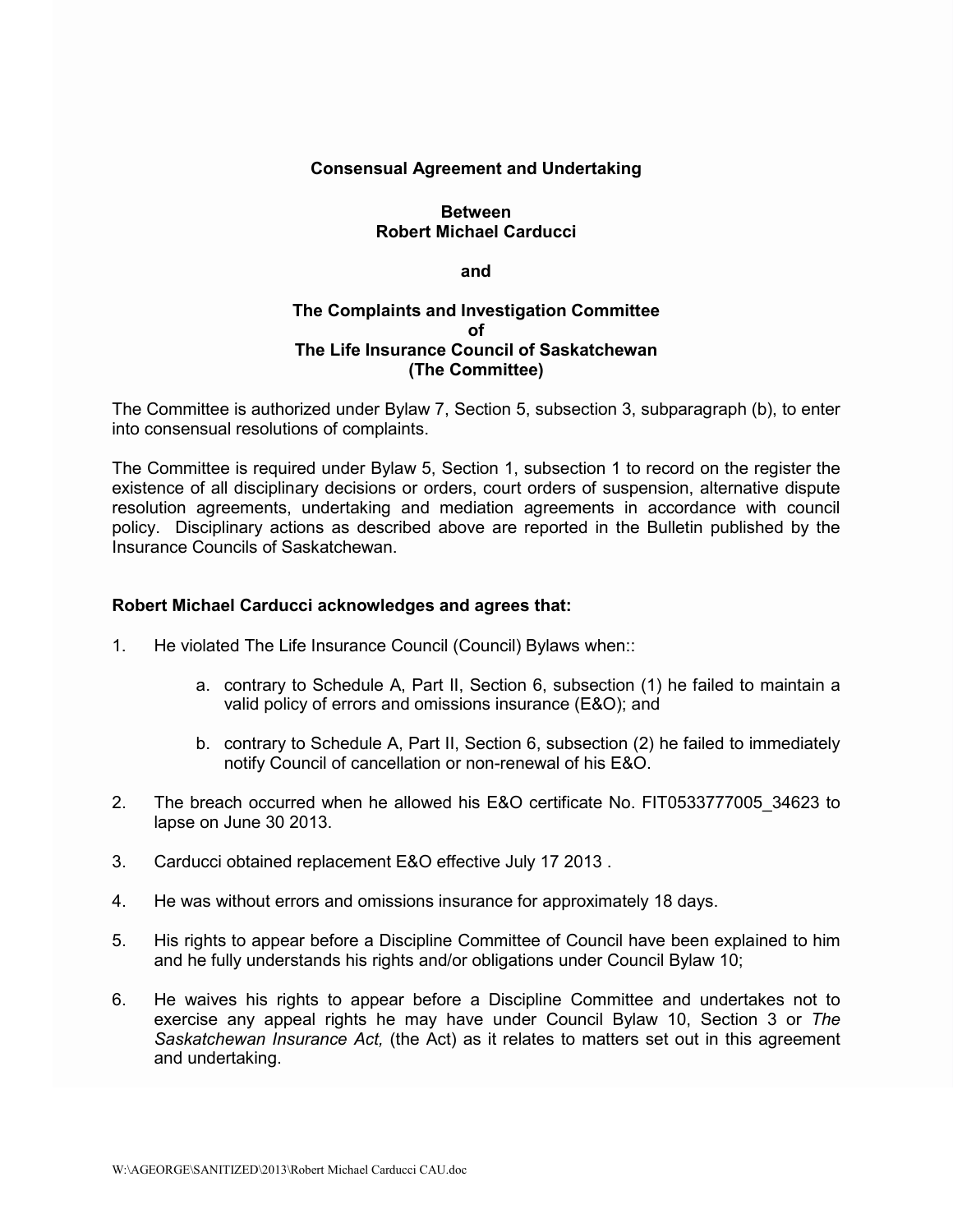**Consensual Agreement and Undertaking**

**Between**
**Robert Michael Carducci**

**and**

**The Complaints and Investigation Committee**
**of**
**The Life Insurance Council of Saskatchewan**
**(The Committee)**

The Committee is authorized under Bylaw 7, Section 5, subsection 3, subparagraph (b), to enter into consensual resolutions of complaints.

The Committee is required under Bylaw 5, Section 1, subsection 1 to record on the register the existence of all disciplinary decisions or orders, court orders of suspension, alternative dispute resolution agreements, undertaking and mediation agreements in accordance with council policy. Disciplinary actions as described above are reported in the Bulletin published by the Insurance Councils of Saskatchewan.

**Robert Michael Carducci acknowledges and agrees that:**

1. He violated The Life Insurance Council (Council) Bylaws when::

    a. contrary to Schedule A, Part II, Section 6, subsection (1) he failed to maintain a valid policy of errors and omissions insurance (E&O); and

    b. contrary to Schedule A, Part II, Section 6, subsection (2) he failed to immediately notify Council of cancellation or non-renewal of his E&O.

2. The breach occurred when he allowed his E&O certificate No. FIT0533777005_34623 to lapse on June 30 2013.

3. Carducci obtained replacement E&O effective July 17 2013 .

4. He was without errors and omissions insurance for approximately 18 days.

5. His rights to appear before a Discipline Committee of Council have been explained to him and he fully understands his rights and/or obligations under Council Bylaw 10;

6. He waives his rights to appear before a Discipline Committee and undertakes not to exercise any appeal rights he may have under Council Bylaw 10, Section 3 or *The Saskatchewan Insurance Act,* (the Act) as it relates to matters set out in this agreement and undertaking.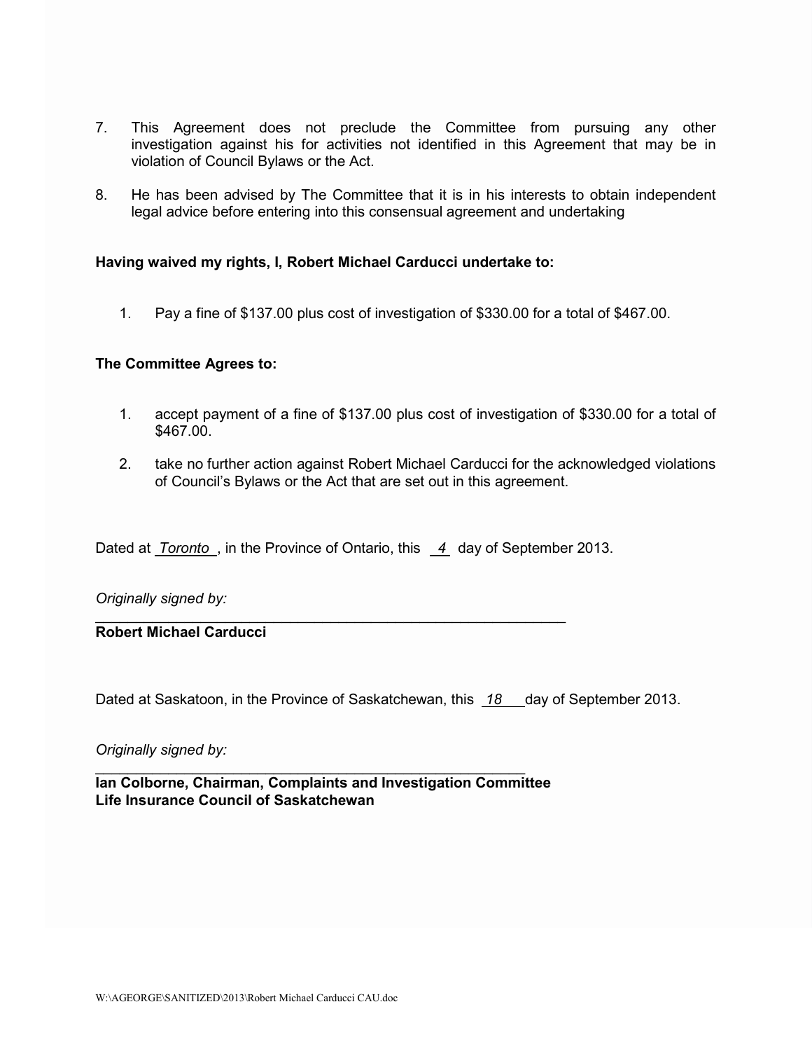7. This Agreement does not preclude the Committee from pursuing any other investigation against his for activities not identified in this Agreement that may be in violation of Council Bylaws or the Act.

8. He has been advised by The Committee that it is in his interests to obtain independent legal advice before entering into this consensual agreement and undertaking

**Having waived my rights, I, Robert Michael Carducci undertake to:**

1. Pay a fine of $137.00 plus cost of investigation of $330.00 for a total of $467.00.

**The Committee Agrees to:**

1. accept payment of a fine of $137.00 plus cost of investigation of $330.00 for a total of $467.00.

2. take no further action against Robert Michael Carducci for the acknowledged violations of Council's Bylaws or the Act that are set out in this agreement.

Dated at *Toronto*, in the Province of Ontario, this *4* day of September 2013.

*Originally signed by:*

**Robert Michael Carducci**

Dated at Saskatoon, in the Province of Saskatchewan, this *18* day of September 2013.

*Originally signed by:*

**Ian Colborne, Chairman, Complaints and Investigation Committee**
**Life Insurance Council of Saskatchewan**

W:\AGEORGE\SANITIZED\2013\Robert Michael Carducci CAU.doc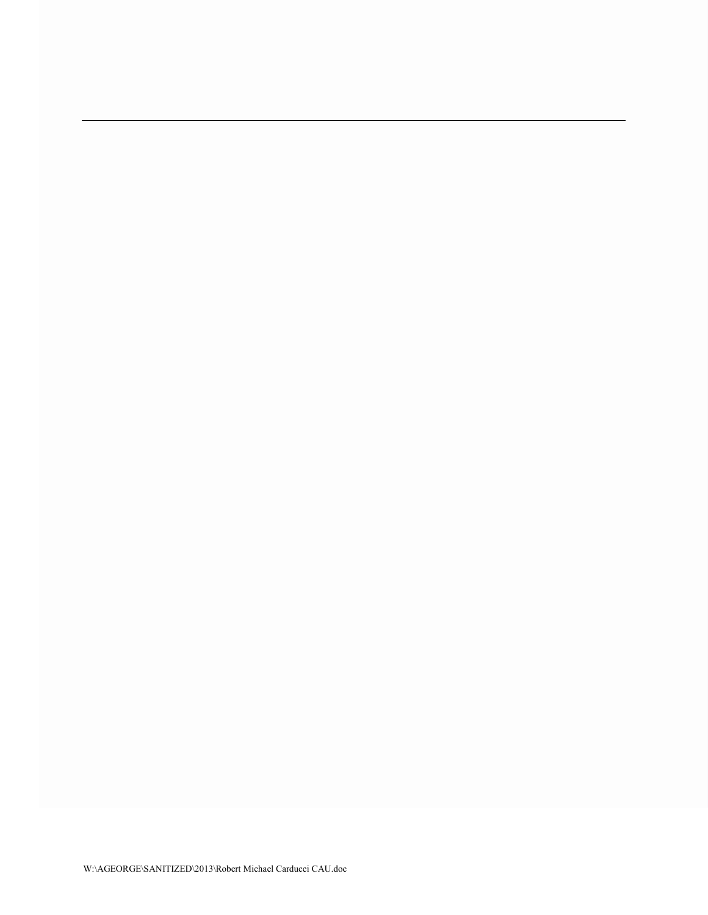---

W:\AGEORGE\SANITIZED\2013\Robert Michael Carducci CAU.doc